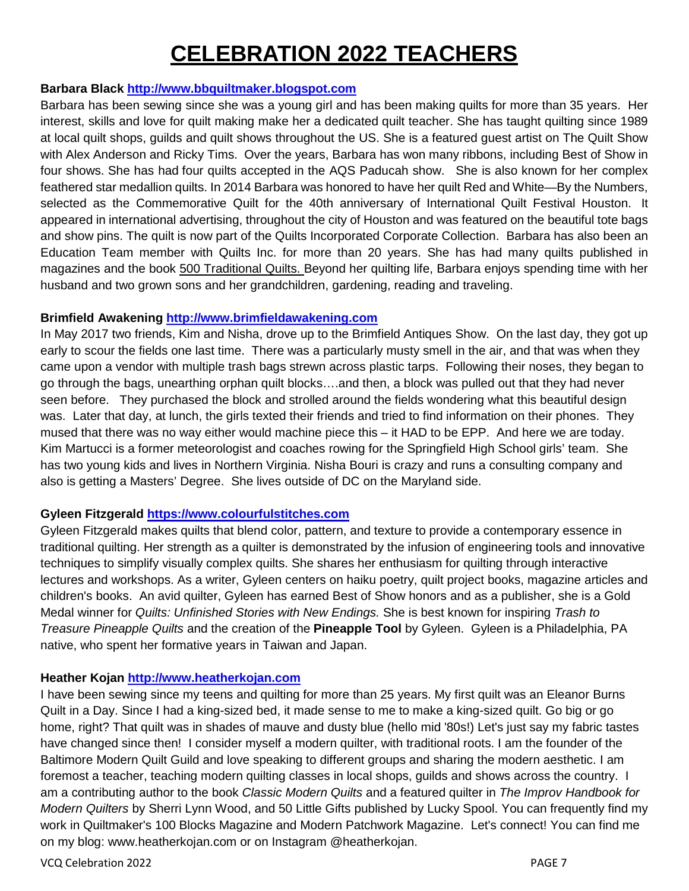# CELEBRATION 2022 TEACHERS

**Barbara Black http://www.bbquiltmaker.blogspot.com**

Barbara has been sewing since she was a young girl and has been making quilts for more than 35 years. Her interest, skills and love for quilt making make her a dedicated quilt teacher. She has taught quilting since 1989 at local quilt shops, guilds and quilt shows throughout the US. She is a featured guest artist on The Quilt Show with Alex Anderson and Ricky Tims. Over the years, Barbara has won many ribbons, including Best of Show in four shows. She has had four quilts accepted in the AQS Paducah show. She is also known for her complex feathered star medallion quilts. In 2014 Barbara was honored to have her quilt Red and White—By the Numbers, selected as the Commemorative Quilt for the 40th anniversary of International Quilt Festival Houston. It appeared in international advertising, throughout the city of Houston and was featured on the beautiful tote bags and show pins. The quilt is now part of the Quilts Incorporated Corporate Collection. Barbara has also been an Education Team member with Quilts Inc. for more than 20 years. She has had many quilts published in magazines and the book 500 Traditional Quilts. Beyond her quilting life, Barbara enjoys spending time with her husband and two grown sons and her grandchildren, gardening, reading and traveling.

**Brimfield Awakening http://www.brimfieldawakening.com**

In May 2017 two friends, Kim and Nisha, drove up to the Brimfield Antiques Show. On the last day, they got up early to scour the fields one last time. There was a particularly musty smell in the air, and that was when they came upon a vendor with multiple trash bags strewn across plastic tarps. Following their noses, they began to go through the bags, unearthing orphan quilt blocks….and then, a block was pulled out that they had never seen before. They purchased the block and strolled around the fields wondering what this beautiful design was. Later that day, at lunch, the girls texted their friends and tried to find information on their phones. They mused that there was no way either would machine piece this – it HAD to be EPP. And here we are today. Kim Martucci is a former meteorologist and coaches rowing for the Springfield High School girls' team. She has two young kids and lives in Northern Virginia. Nisha Bouri is crazy and runs a consulting company and also is getting a Masters' Degree. She lives outside of DC on the Maryland side.

**Gyleen Fitzgerald https://www.colourfulstitches.com**

Gyleen Fitzgerald makes quilts that blend color, pattern, and texture to provide a contemporary essence in traditional quilting. Her strength as a quilter is demonstrated by the infusion of engineering tools and innovative techniques to simplify visually complex quilts. She shares her enthusiasm for quilting through interactive lectures and workshops. As a writer, Gyleen centers on haiku poetry, quilt project books, magazine articles and children's books. An avid quilter, Gyleen has earned Best of Show honors and as a publisher, she is a Gold Medal winner for *Quilts: Unfinished Stories with New Endings.* She is best known for inspiring *Trash to Treasure Pineapple Quilts* and the creation of the **Pineapple Tool** by Gyleen. Gyleen is a Philadelphia, PA native, who spent her formative years in Taiwan and Japan.

**Heather Kojan http://www.heatherkojan.com**

I have been sewing since my teens and quilting for more than 25 years. My first quilt was an Eleanor Burns Quilt in a Day. Since I had a king-sized bed, it made sense to me to make a king-sized quilt. Go big or go home, right? That quilt was in shades of mauve and dusty blue (hello mid '80s!) Let's just say my fabric tastes have changed since then! I consider myself a modern quilter, with traditional roots. I am the founder of the Baltimore Modern Quilt Guild and love speaking to different groups and sharing the modern aesthetic. I am foremost a teacher, teaching modern quilting classes in local shops, guilds and shows across the country. I am a contributing author to the book *Classic Modern Quilts* and a featured quilter in *The Improv Handbook for Modern Quilters* by Sherri Lynn Wood, and 50 Little Gifts published by Lucky Spool. You can frequently find my work in Quiltmaker's 100 Blocks Magazine and Modern Patchwork Magazine. Let's connect! You can find me on my blog: www.heatherkojan.com or on Instagram @heatherkojan.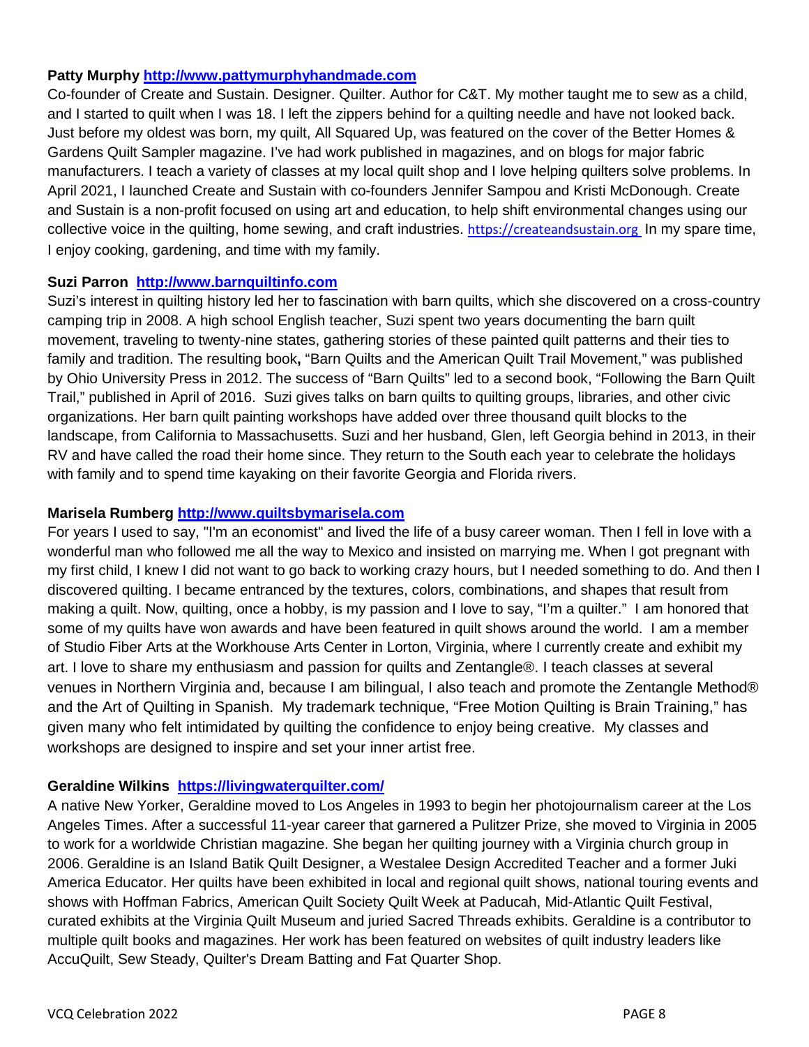**Patty Murphy [http://www.pattymurphyhandmade.com](http://www.pattymurphyhandmade.com)**

Co-founder of Create and Sustain. Designer. Quilter. Author for C&T. My mother taught me to sew as a child, and I started to quilt when I was 18. I left the zippers behind for a quilting needle and have not looked back. Just before my oldest was born, my quilt, All Squared Up, was featured on the cover of the Better Homes & Gardens Quilt Sampler magazine. I've had work published in magazines, and on blogs for major fabric manufacturers. I teach a variety of classes at my local quilt shop and I love helping quilters solve problems. In April 2021, I launched Create and Sustain with co-founders Jennifer Sampou and Kristi McDonough. Create and Sustain is a non-profit focused on using art and education, to help shift environmental changes using our collective voice in the quilting, home sewing, and craft industries. [https://createandsustain.org](https://createandsustain.org) In my spare time, I enjoy cooking, gardening, and time with my family.

**Suzi Parron [http://www.barnquiltinfo.com](http://www.barnquiltinfo.com)**

Suzi's interest in quilting history led her to fascination with barn quilts, which she discovered on a cross-country camping trip in 2008. A high school English teacher, Suzi spent two years documenting the barn quilt movement, traveling to twenty-nine states, gathering stories of these painted quilt patterns and their ties to family and tradition. The resulting book**,** "Barn Quilts and the American Quilt Trail Movement," was published by Ohio University Press in 2012. The success of "Barn Quilts" led to a second book, "Following the Barn Quilt Trail," published in April of 2016. Suzi gives talks on barn quilts to quilting groups, libraries, and other civic organizations. Her barn quilt painting workshops have added over three thousand quilt blocks to the landscape, from California to Massachusetts. Suzi and her husband, Glen, left Georgia behind in 2013, in their RV and have called the road their home since. They return to the South each year to celebrate the holidays with family and to spend time kayaking on their favorite Georgia and Florida rivers.

**Marisela Rumberg [http://www.quiltsbymarisela.com](http://www.quiltsbymarisela.com)**

For years I used to say, "I'm an economist" and lived the life of a busy career woman. Then I fell in love with a wonderful man who followed me all the way to Mexico and insisted on marrying me. When I got pregnant with my first child, I knew I did not want to go back to working crazy hours, but I needed something to do. And then I discovered quilting. I became entranced by the textures, colors, combinations, and shapes that result from making a quilt. Now, quilting, once a hobby, is my passion and I love to say, "I'm a quilter." I am honored that some of my quilts have won awards and have been featured in quilt shows around the world. I am a member of Studio Fiber Arts at the Workhouse Arts Center in Lorton, Virginia, where I currently create and exhibit my art. I love to share my enthusiasm and passion for quilts and Zentangle®. I teach classes at several venues in Northern Virginia and, because I am bilingual, I also teach and promote the Zentangle Method® and the Art of Quilting in Spanish. My trademark technique, "Free Motion Quilting is Brain Training," has given many who felt intimidated by quilting the confidence to enjoy being creative. My classes and workshops are designed to inspire and set your inner artist free.

**Geraldine Wilkins [https://livingwaterquilter.com/](https://livingwaterquilter.com/)**

A native New Yorker, Geraldine moved to Los Angeles in 1993 to begin her photojournalism career at the Los Angeles Times. After a successful 11-year career that garnered a Pulitzer Prize, she moved to Virginia in 2005 to work for a worldwide Christian magazine. She began her quilting journey with a Virginia church group in 2006. Geraldine is an Island Batik Quilt Designer, a Westalee Design Accredited Teacher and a former Juki America Educator. Her quilts have been exhibited in local and regional quilt shows, national touring events and shows with Hoffman Fabrics, American Quilt Society Quilt Week at Paducah, Mid-Atlantic Quilt Festival, curated exhibits at the Virginia Quilt Museum and juried Sacred Threads exhibits. Geraldine is a contributor to multiple quilt books and magazines. Her work has been featured on websites of quilt industry leaders like AccuQuilt, Sew Steady, Quilter's Dream Batting and Fat Quarter Shop.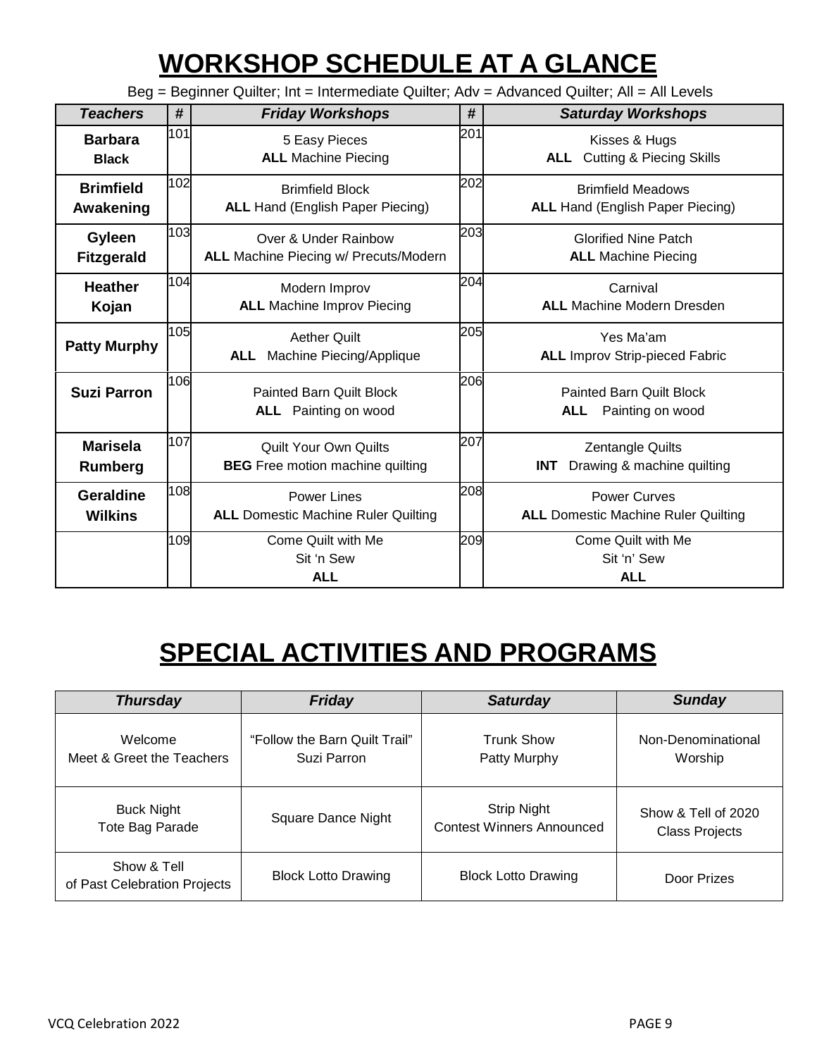# WORKSHOP SCHEDULE AT A GLANCE

Beg = Beginner Quilter; Int = Intermediate Quilter; Adv = Advanced Quilter; All = All Levels

| ***Teachers*** | **#** | ***Friday Workshops*** | **#** | ***Saturday Workshops*** |
|---|---|---|---|---|
| **Barbara Black** | 101 | 5 Easy Pieces<br>**ALL** Machine Piecing | 201 | Kisses & Hugs<br>**ALL** Cutting & Piecing Skills |
| **Brimfield Awakening** | 102 | Brimfield Block<br>**ALL** Hand (English Paper Piecing) | 202 | Brimfield Meadows<br>**ALL** Hand (English Paper Piecing) |
| **Gyleen Fitzgerald** | 103 | Over & Under Rainbow<br>**ALL** Machine Piecing w/ Precuts/Modern | 203 | Glorified Nine Patch<br>**ALL** Machine Piecing |
| **Heather Kojan** | 104 | Modern Improv<br>**ALL** Machine Improv Piecing | 204 | Carnival<br>**ALL** Machine Modern Dresden |
| **Patty Murphy** | 105 | Aether Quilt<br>**ALL** Machine Piecing/Applique | 205 | Yes Ma'am<br>**ALL** Improv Strip-pieced Fabric |
| **Suzi Parron** | 106 | Painted Barn Quilt Block<br>**ALL** Painting on wood | 206 | Painted Barn Quilt Block<br>**ALL** Painting on wood |
| **Marisela Rumberg** | 107 | Quilt Your Own Quilts<br>**BEG** Free motion machine quilting | 207 | Zentangle Quilts<br>**INT** Drawing & machine quilting |
| **Geraldine Wilkins** | 108 | Power Lines<br>**ALL** Domestic Machine Ruler Quilting | 208 | Power Curves<br>**ALL** Domestic Machine Ruler Quilting |
| | 109 | Come Quilt with Me<br>Sit 'n Sew<br>**ALL** | 209 | Come Quilt with Me<br>Sit 'n' Sew<br>**ALL** |

# SPECIAL ACTIVITIES AND PROGRAMS

| ***Thursday*** | ***Friday*** | ***Saturday*** | ***Sunday*** |
|---|---|---|---|
| Welcome<br>Meet & Greet the Teachers | "Follow the Barn Quilt Trail"<br>Suzi Parron | Trunk Show<br>Patty Murphy | Non-Denominational Worship |
| Buck Night<br>Tote Bag Parade | Square Dance Night | Strip Night<br>Contest Winners Announced | Show & Tell of 2020 Class Projects |
| Show & Tell<br>of Past Celebration Projects | Block Lotto Drawing | Block Lotto Drawing | Door Prizes |